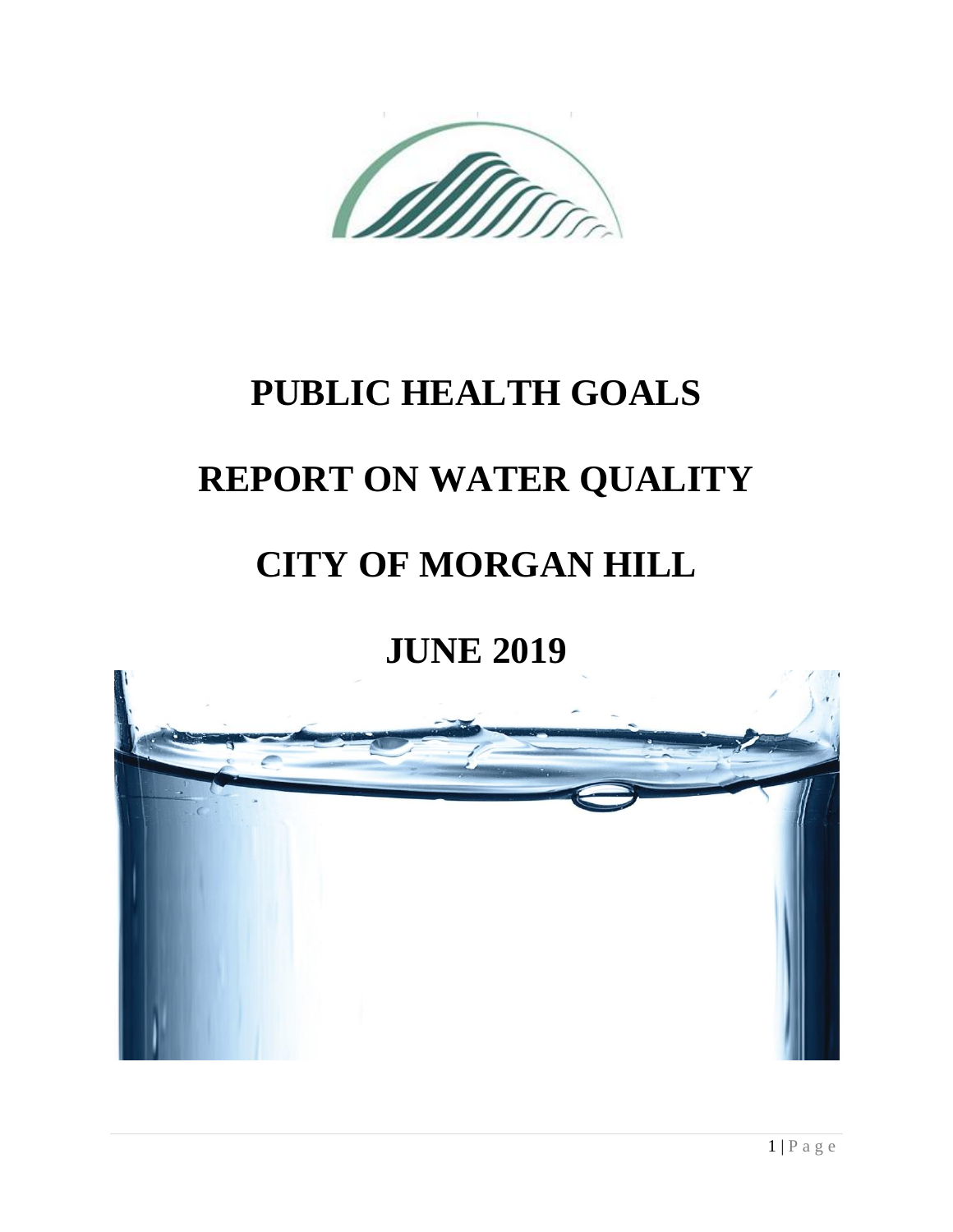# PUBLIC HEALTH GOALS

# REPORT ON WATER QUALITY

# CITY OF MORGAN HILL

# JUNE 2019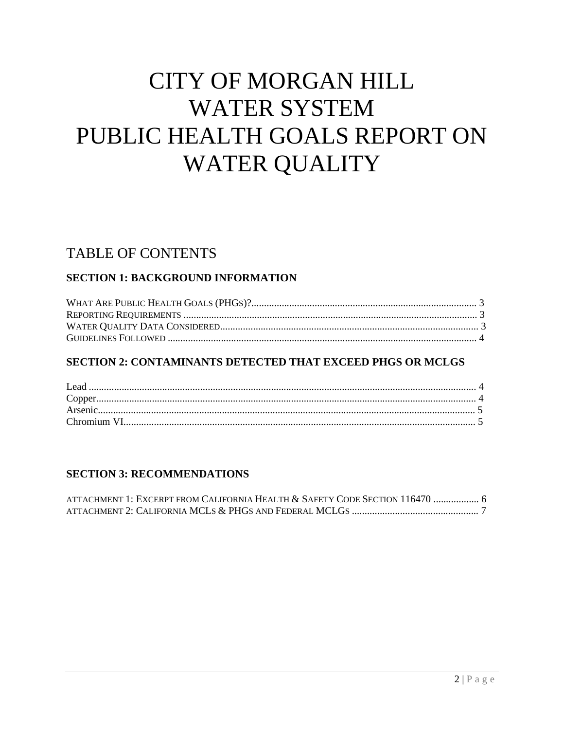# CITY OF MORGAN HILL WATER SYSTEM PUBLIC HEALTH GOALS REPORT ON WATER QUALITY

## TABLE OF CONTENTS

### SECTION 1: BACKGROUND INFORMATION

WHAT ARE PUBLIC HEALTH GOALS (PHGS)? ........ 3
REPORTING REQUIREMENTS ........ 3
WATER QUALITY DATA CONSIDERED ........ 3
GUIDELINES FOLLOWED ........ 4

### SECTION 2: CONTAMINANTS DETECTED THAT EXCEED PHGS OR MCLGS

Lead ........ 4
Copper ........ 4
Arsenic ........ 5
Chromium VI ........ 5

### SECTION 3: RECOMMENDATIONS

ATTACHMENT 1: EXCERPT FROM CALIFORNIA HEALTH & SAFETY CODE SECTION 116470 ........ 6
ATTACHMENT 2: CALIFORNIA MCLS & PHGS AND FEDERAL MCLGS ........ 7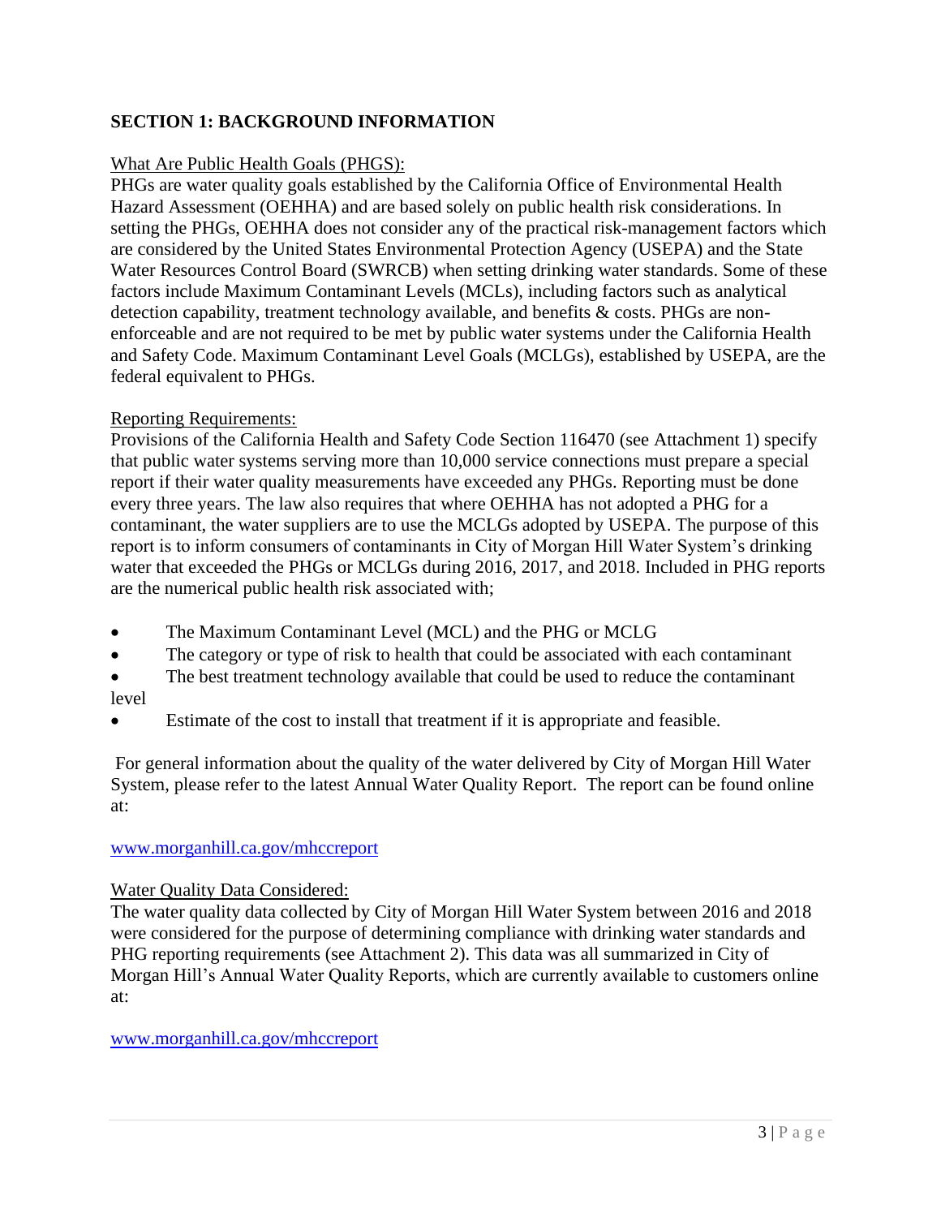## SECTION 1: BACKGROUND INFORMATION

What Are Public Health Goals (PHGS):

PHGs are water quality goals established by the California Office of Environmental Health Hazard Assessment (OEHHA) and are based solely on public health risk considerations. In setting the PHGs, OEHHA does not consider any of the practical risk-management factors which are considered by the United States Environmental Protection Agency (USEPA) and the State Water Resources Control Board (SWRCB) when setting drinking water standards. Some of these factors include Maximum Contaminant Levels (MCLs), including factors such as analytical detection capability, treatment technology available, and benefits & costs. PHGs are non-enforceable and are not required to be met by public water systems under the California Health and Safety Code. Maximum Contaminant Level Goals (MCLGs), established by USEPA, are the federal equivalent to PHGs.

Reporting Requirements:

Provisions of the California Health and Safety Code Section 116470 (see Attachment 1) specify that public water systems serving more than 10,000 service connections must prepare a special report if their water quality measurements have exceeded any PHGs. Reporting must be done every three years. The law also requires that where OEHHA has not adopted a PHG for a contaminant, the water suppliers are to use the MCLGs adopted by USEPA. The purpose of this report is to inform consumers of contaminants in City of Morgan Hill Water System's drinking water that exceeded the PHGs or MCLGs during 2016, 2017, and 2018. Included in PHG reports are the numerical public health risk associated with;

- The Maximum Contaminant Level (MCL) and the PHG or MCLG
- The category or type of risk to health that could be associated with each contaminant
- The best treatment technology available that could be used to reduce the contaminant level
- Estimate of the cost to install that treatment if it is appropriate and feasible.

For general information about the quality of the water delivered by City of Morgan Hill Water System, please refer to the latest Annual Water Quality Report. The report can be found online at:

www.morganhill.ca.gov/mhccreport

Water Quality Data Considered:

The water quality data collected by City of Morgan Hill Water System between 2016 and 2018 were considered for the purpose of determining compliance with drinking water standards and PHG reporting requirements (see Attachment 2). This data was all summarized in City of Morgan Hill's Annual Water Quality Reports, which are currently available to customers online at:

www.morganhill.ca.gov/mhccreport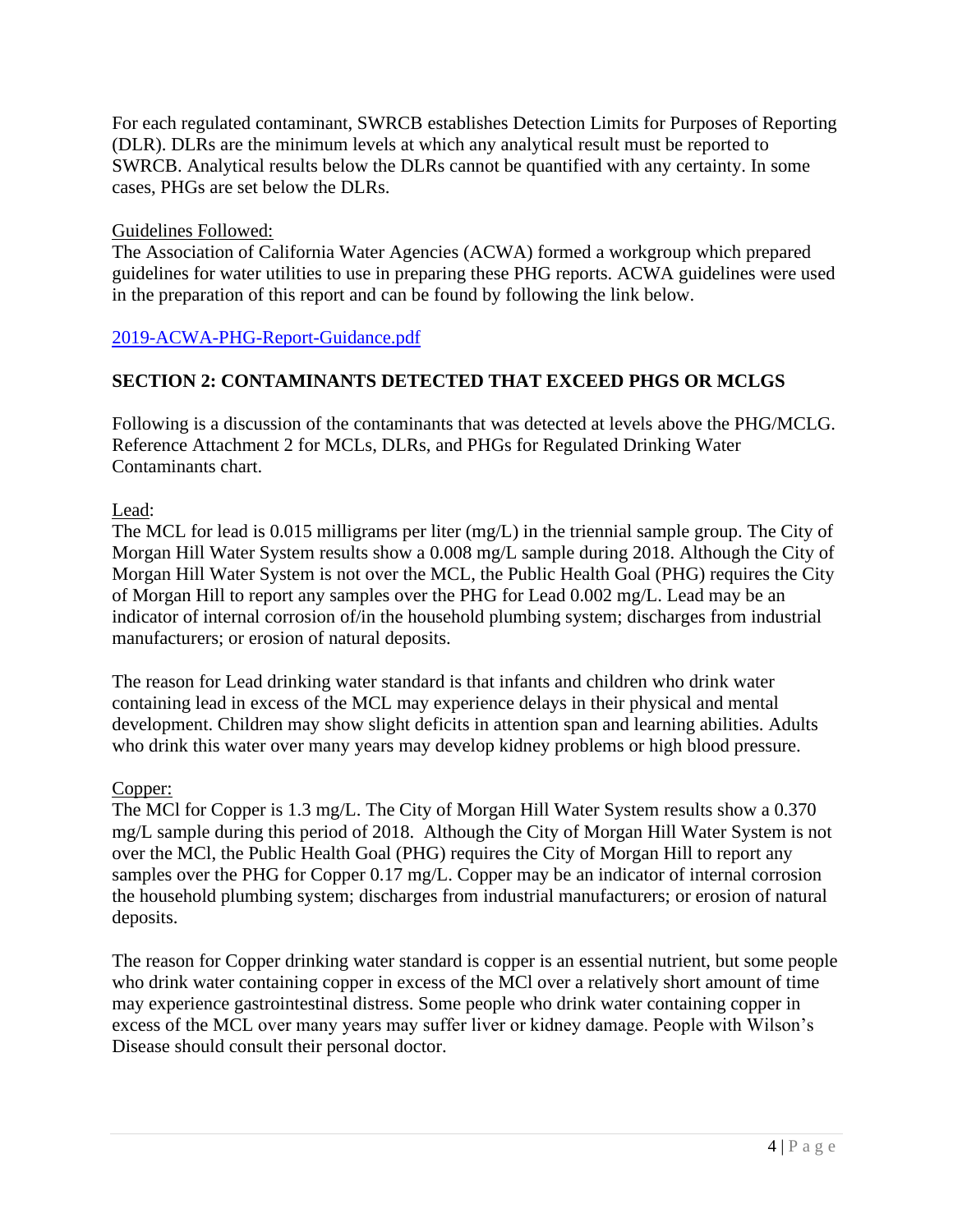For each regulated contaminant, SWRCB establishes Detection Limits for Purposes of Reporting (DLR). DLRs are the minimum levels at which any analytical result must be reported to SWRCB. Analytical results below the DLRs cannot be quantified with any certainty. In some cases, PHGs are set below the DLRs.

Guidelines Followed:

The Association of California Water Agencies (ACWA) formed a workgroup which prepared guidelines for water utilities to use in preparing these PHG reports. ACWA guidelines were used in the preparation of this report and can be found by following the link below.

2019-ACWA-PHG-Report-Guidance.pdf

## SECTION 2: CONTAMINANTS DETECTED THAT EXCEED PHGS OR MCLGS

Following is a discussion of the contaminants that was detected at levels above the PHG/MCLG. Reference Attachment 2 for MCLs, DLRs, and PHGs for Regulated Drinking Water Contaminants chart.

Lead:

The MCL for lead is 0.015 milligrams per liter (mg/L) in the triennial sample group. The City of Morgan Hill Water System results show a 0.008 mg/L sample during 2018. Although the City of Morgan Hill Water System is not over the MCL, the Public Health Goal (PHG) requires the City of Morgan Hill to report any samples over the PHG for Lead 0.002 mg/L. Lead may be an indicator of internal corrosion of/in the household plumbing system; discharges from industrial manufacturers; or erosion of natural deposits.

The reason for Lead drinking water standard is that infants and children who drink water containing lead in excess of the MCL may experience delays in their physical and mental development. Children may show slight deficits in attention span and learning abilities. Adults who drink this water over many years may develop kidney problems or high blood pressure.

Copper:

The MCl for Copper is 1.3 mg/L. The City of Morgan Hill Water System results show a 0.370 mg/L sample during this period of 2018. Although the City of Morgan Hill Water System is not over the MCl, the Public Health Goal (PHG) requires the City of Morgan Hill to report any samples over the PHG for Copper 0.17 mg/L. Copper may be an indicator of internal corrosion the household plumbing system; discharges from industrial manufacturers; or erosion of natural deposits.

The reason for Copper drinking water standard is copper is an essential nutrient, but some people who drink water containing copper in excess of the MCl over a relatively short amount of time may experience gastrointestinal distress. Some people who drink water containing copper in excess of the MCL over many years may suffer liver or kidney damage. People with Wilson's Disease should consult their personal doctor.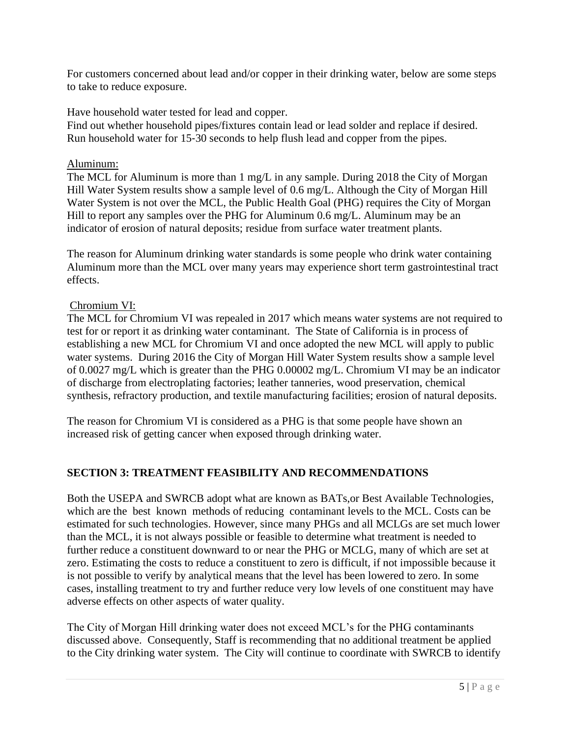For customers concerned about lead and/or copper in their drinking water, below are some steps to take to reduce exposure.

Have household water tested for lead and copper.
Find out whether household pipes/fixtures contain lead or lead solder and replace if desired.
Run household water for 15-30 seconds to help flush lead and copper from the pipes.

Aluminum:
The MCL for Aluminum is more than 1 mg/L in any sample. During 2018 the City of Morgan Hill Water System results show a sample level of 0.6 mg/L. Although the City of Morgan Hill Water System is not over the MCL, the Public Health Goal (PHG) requires the City of Morgan Hill to report any samples over the PHG for Aluminum 0.6 mg/L. Aluminum may be an indicator of erosion of natural deposits; residue from surface water treatment plants.

The reason for Aluminum drinking water standards is some people who drink water containing Aluminum more than the MCL over many years may experience short term gastrointestinal tract effects.

Chromium VI:
The MCL for Chromium VI was repealed in 2017 which means water systems are not required to test for or report it as drinking water contaminant. The State of California is in process of establishing a new MCL for Chromium VI and once adopted the new MCL will apply to public water systems. During 2016 the City of Morgan Hill Water System results show a sample level of 0.0027 mg/L which is greater than the PHG 0.00002 mg/L. Chromium VI may be an indicator of discharge from electroplating factories; leather tanneries, wood preservation, chemical synthesis, refractory production, and textile manufacturing facilities; erosion of natural deposits.

The reason for Chromium VI is considered as a PHG is that some people have shown an increased risk of getting cancer when exposed through drinking water.

## SECTION 3: TREATMENT FEASIBILITY AND RECOMMENDATIONS

Both the USEPA and SWRCB adopt what are known as BATs,or Best Available Technologies, which are the best known methods of reducing contaminant levels to the MCL. Costs can be estimated for such technologies. However, since many PHGs and all MCLGs are set much lower than the MCL, it is not always possible or feasible to determine what treatment is needed to further reduce a constituent downward to or near the PHG or MCLG, many of which are set at zero. Estimating the costs to reduce a constituent to zero is difficult, if not impossible because it is not possible to verify by analytical means that the level has been lowered to zero. In some cases, installing treatment to try and further reduce very low levels of one constituent may have adverse effects on other aspects of water quality.

The City of Morgan Hill drinking water does not exceed MCL's for the PHG contaminants discussed above. Consequently, Staff is recommending that no additional treatment be applied to the City drinking water system. The City will continue to coordinate with SWRCB to identify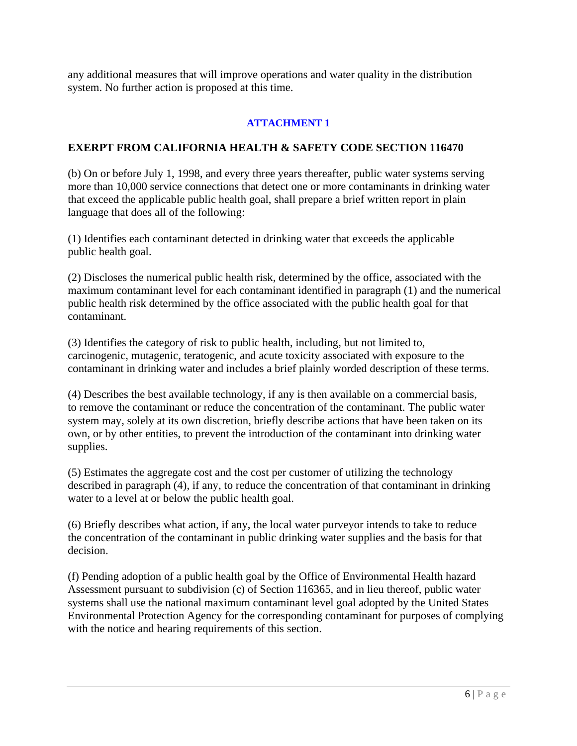any additional measures that will improve operations and water quality in the distribution system. No further action is proposed at this time.

## ATTACHMENT 1

## EXERPT FROM CALIFORNIA HEALTH & SAFETY CODE SECTION 116470

(b) On or before July 1, 1998, and every three years thereafter, public water systems serving more than 10,000 service connections that detect one or more contaminants in drinking water that exceed the applicable public health goal, shall prepare a brief written report in plain language that does all of the following:

(1) Identifies each contaminant detected in drinking water that exceeds the applicable public health goal.

(2) Discloses the numerical public health risk, determined by the office, associated with the maximum contaminant level for each contaminant identified in paragraph (1) and the numerical public health risk determined by the office associated with the public health goal for that contaminant.

(3) Identifies the category of risk to public health, including, but not limited to, carcinogenic, mutagenic, teratogenic, and acute toxicity associated with exposure to the contaminant in drinking water and includes a brief plainly worded description of these terms.

(4) Describes the best available technology, if any is then available on a commercial basis, to remove the contaminant or reduce the concentration of the contaminant. The public water system may, solely at its own discretion, briefly describe actions that have been taken on its own, or by other entities, to prevent the introduction of the contaminant into drinking water supplies.

(5) Estimates the aggregate cost and the cost per customer of utilizing the technology described in paragraph (4), if any, to reduce the concentration of that contaminant in drinking water to a level at or below the public health goal.

(6) Briefly describes what action, if any, the local water purveyor intends to take to reduce the concentration of the contaminant in public drinking water supplies and the basis for that decision.

(f) Pending adoption of a public health goal by the Office of Environmental Health hazard Assessment pursuant to subdivision (c) of Section 116365, and in lieu thereof, public water systems shall use the national maximum contaminant level goal adopted by the United States Environmental Protection Agency for the corresponding contaminant for purposes of complying with the notice and hearing requirements of this section.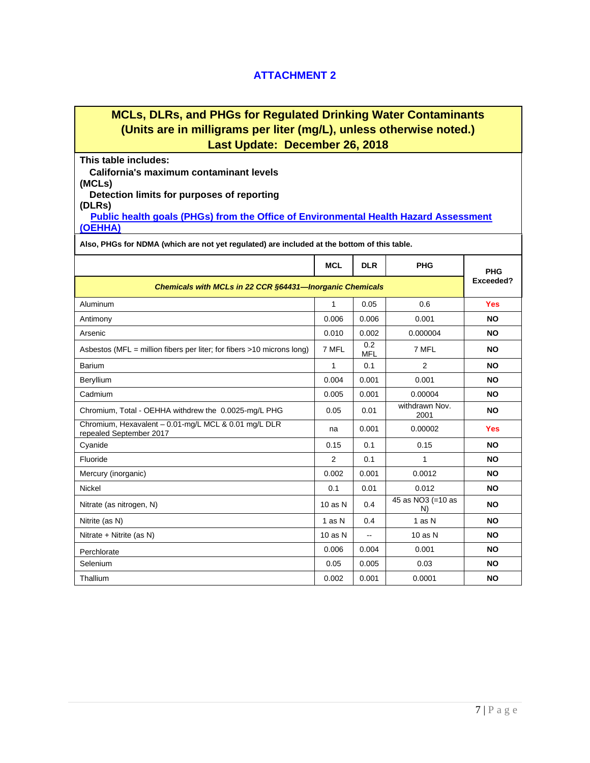## ATTACHMENT 2

**MCLs, DLRs, and PHGs for Regulated Drinking Water Contaminants**
**(Units are in milligrams per liter (mg/L), unless otherwise noted.)**
**Last Update: December 26, 2018**

**This table includes:**

**California's maximum contaminant levels (MCLs)**

**Detection limits for purposes of reporting (DLRs)**

**Public health goals (PHGs) from the Office of Environmental Health Hazard Assessment (OEHHA)**

**Also, PHGs for NDMA (which are not yet regulated) are included at the bottom of this table.**

| | MCL | DLR | PHG | PHG Exceeded? |
|---|---|---|---|---|
| ***Chemicals with MCLs in 22 CCR §64431—Inorganic Chemicals*** | | | | |
| Aluminum | 1 | 0.05 | 0.6 | Yes |
| Antimony | 0.006 | 0.006 | 0.001 | NO |
| Arsenic | 0.010 | 0.002 | 0.000004 | NO |
| Asbestos (MFL = million fibers per liter; for fibers >10 microns long) | 7 MFL | 0.2 MFL | 7 MFL | NO |
| Barium | 1 | 0.1 | 2 | NO |
| Beryllium | 0.004 | 0.001 | 0.001 | NO |
| Cadmium | 0.005 | 0.001 | 0.00004 | NO |
| Chromium, Total - OEHHA withdrew the 0.0025-mg/L PHG | 0.05 | 0.01 | withdrawn Nov. 2001 | NO |
| Chromium, Hexavalent – 0.01-mg/L MCL & 0.01 mg/L DLR repealed September 2017 | na | 0.001 | 0.00002 | Yes |
| Cyanide | 0.15 | 0.1 | 0.15 | NO |
| Fluoride | 2 | 0.1 | 1 | NO |
| Mercury (inorganic) | 0.002 | 0.001 | 0.0012 | NO |
| Nickel | 0.1 | 0.01 | 0.012 | NO |
| Nitrate (as nitrogen, N) | 10 as N | 0.4 | 45 as NO3 (=10 as N) | NO |
| Nitrite (as N) | 1 as N | 0.4 | 1 as N | NO |
| Nitrate + Nitrite (as N) | 10 as N | -- | 10 as N | NO |
| Perchlorate | 0.006 | 0.004 | 0.001 | NO |
| Selenium | 0.05 | 0.005 | 0.03 | NO |
| Thallium | 0.002 | 0.001 | 0.0001 | NO |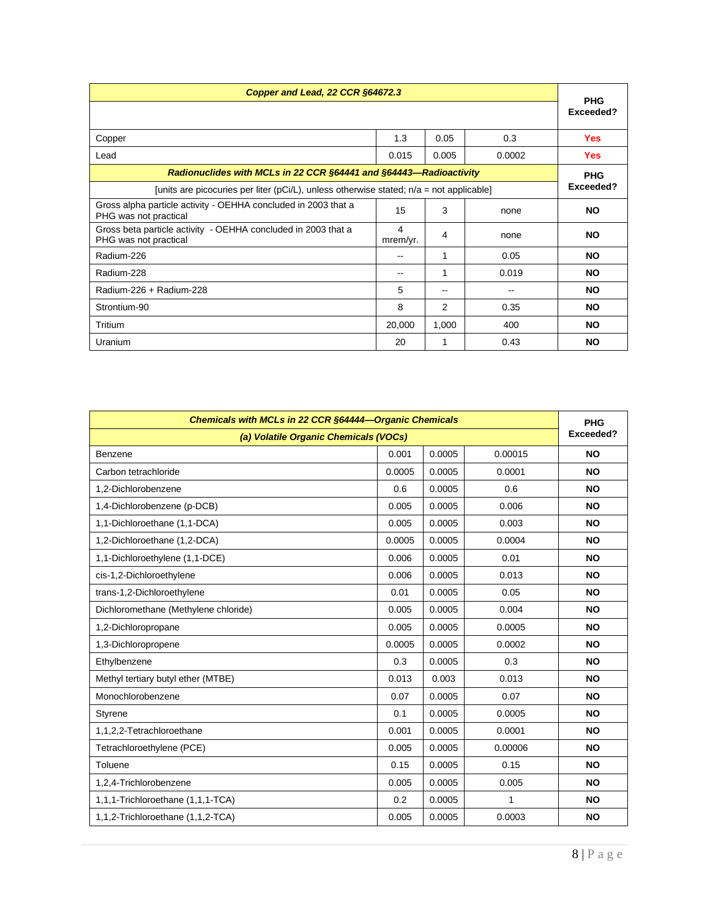| Copper and Lead, 22 CCR §64672.3 | | | | PHG Exceeded? |
|---|---|---|---|---|
| Copper | 1.3 | 0.05 | 0.3 | Yes |
| Lead | 0.015 | 0.005 | 0.0002 | Yes |
| **Radionuclides with MCLs in 22 CCR §64441 and §64443—Radioactivity** | | | | **PHG Exceeded?** |
| [units are picocuries per liter (pCi/L), unless otherwise stated; n/a = not applicable] | | | | |
| Gross alpha particle activity - OEHHA concluded in 2003 that a PHG was not practical | 15 | 3 | none | NO |
| Gross beta particle activity - OEHHA concluded in 2003 that a PHG was not practical | 4 mrem/yr. | 4 | none | NO |
| Radium-226 | -- | 1 | 0.05 | NO |
| Radium-228 | -- | 1 | 0.019 | NO |
| Radium-226 + Radium-228 | 5 | -- | -- | NO |
| Strontium-90 | 8 | 2 | 0.35 | NO |
| Tritium | 20,000 | 1,000 | 400 | NO |
| Uranium | 20 | 1 | 0.43 | NO |

| Chemicals with MCLs in 22 CCR §64444—Organic Chemicals (a) Volatile Organic Chemicals (VOCs) | | | | PHG Exceeded? |
|---|---|---|---|---|
| Benzene | 0.001 | 0.0005 | 0.00015 | NO |
| Carbon tetrachloride | 0.0005 | 0.0005 | 0.0001 | NO |
| 1,2-Dichlorobenzene | 0.6 | 0.0005 | 0.6 | NO |
| 1,4-Dichlorobenzene (p-DCB) | 0.005 | 0.0005 | 0.006 | NO |
| 1,1-Dichloroethane (1,1-DCA) | 0.005 | 0.0005 | 0.003 | NO |
| 1,2-Dichloroethane (1,2-DCA) | 0.0005 | 0.0005 | 0.0004 | NO |
| 1,1-Dichloroethylene (1,1-DCE) | 0.006 | 0.0005 | 0.01 | NO |
| cis-1,2-Dichloroethylene | 0.006 | 0.0005 | 0.013 | NO |
| trans-1,2-Dichloroethylene | 0.01 | 0.0005 | 0.05 | NO |
| Dichloromethane (Methylene chloride) | 0.005 | 0.0005 | 0.004 | NO |
| 1,2-Dichloropropane | 0.005 | 0.0005 | 0.0005 | NO |
| 1,3-Dichloropropene | 0.0005 | 0.0005 | 0.0002 | NO |
| Ethylbenzene | 0.3 | 0.0005 | 0.3 | NO |
| Methyl tertiary butyl ether (MTBE) | 0.013 | 0.003 | 0.013 | NO |
| Monochlorobenzene | 0.07 | 0.0005 | 0.07 | NO |
| Styrene | 0.1 | 0.0005 | 0.0005 | NO |
| 1,1,2,2-Tetrachloroethane | 0.001 | 0.0005 | 0.0001 | NO |
| Tetrachloroethylene (PCE) | 0.005 | 0.0005 | 0.00006 | NO |
| Toluene | 0.15 | 0.0005 | 0.15 | NO |
| 1,2,4-Trichlorobenzene | 0.005 | 0.0005 | 0.005 | NO |
| 1,1,1-Trichloroethane (1,1,1-TCA) | 0.2 | 0.0005 | 1 | NO |
| 1,1,2-Trichloroethane (1,1,2-TCA) | 0.005 | 0.0005 | 0.0003 | NO |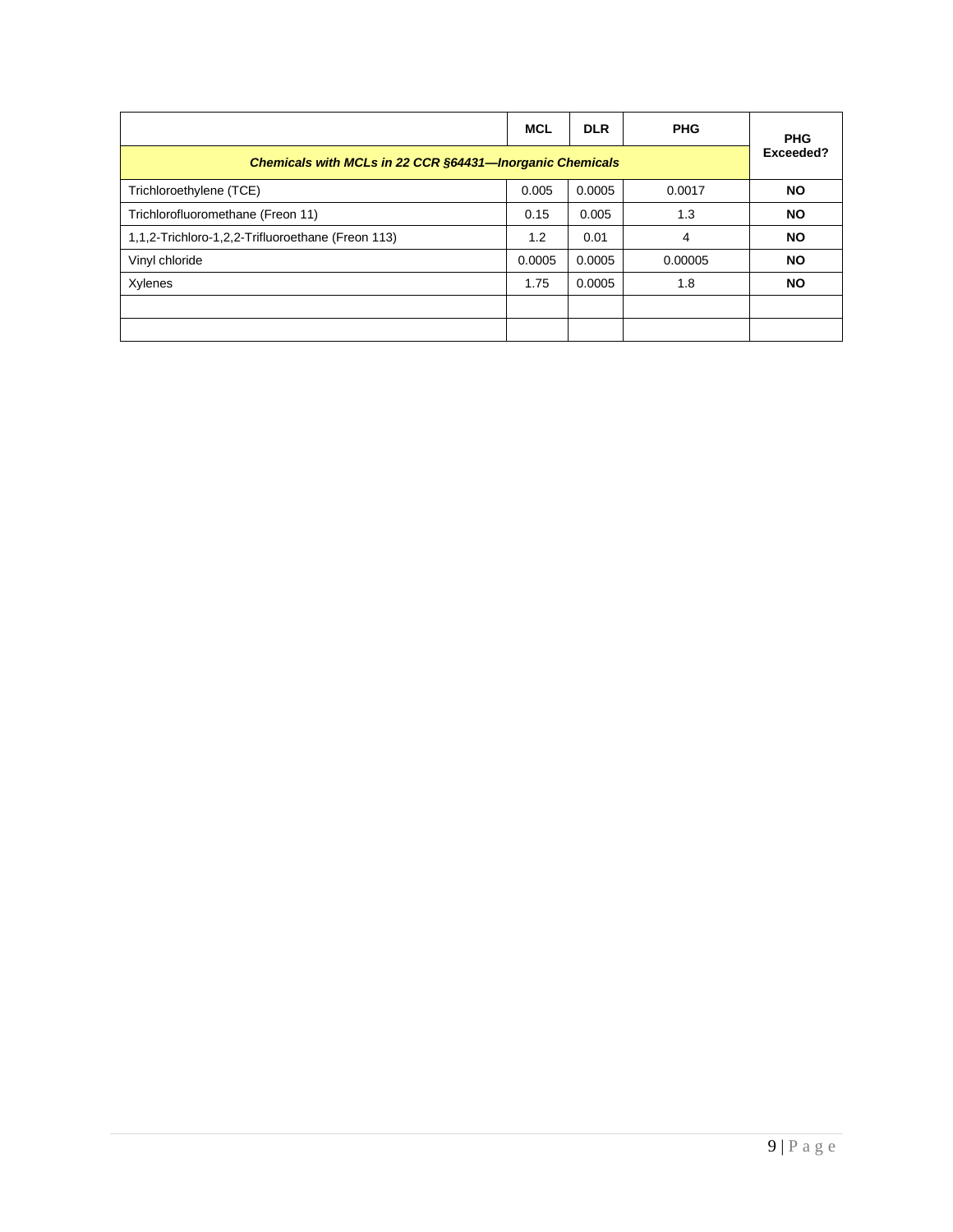| | MCL | DLR | PHG | PHG Exceeded? |
|---|---|---|---|---|
| ***Chemicals with MCLs in 22 CCR §64431—Inorganic Chemicals*** | | | | |
| Trichloroethylene (TCE) | 0.005 | 0.0005 | 0.0017 | **NO** |
| Trichlorofluoromethane (Freon 11) | 0.15 | 0.005 | 1.3 | **NO** |
| 1,1,2-Trichloro-1,2,2-Trifluoroethane (Freon 113) | 1.2 | 0.01 | 4 | **NO** |
| Vinyl chloride | 0.0005 | 0.0005 | 0.00005 | **NO** |
| Xylenes | 1.75 | 0.0005 | 1.8 | **NO** |
| | | | | |
| | | | | |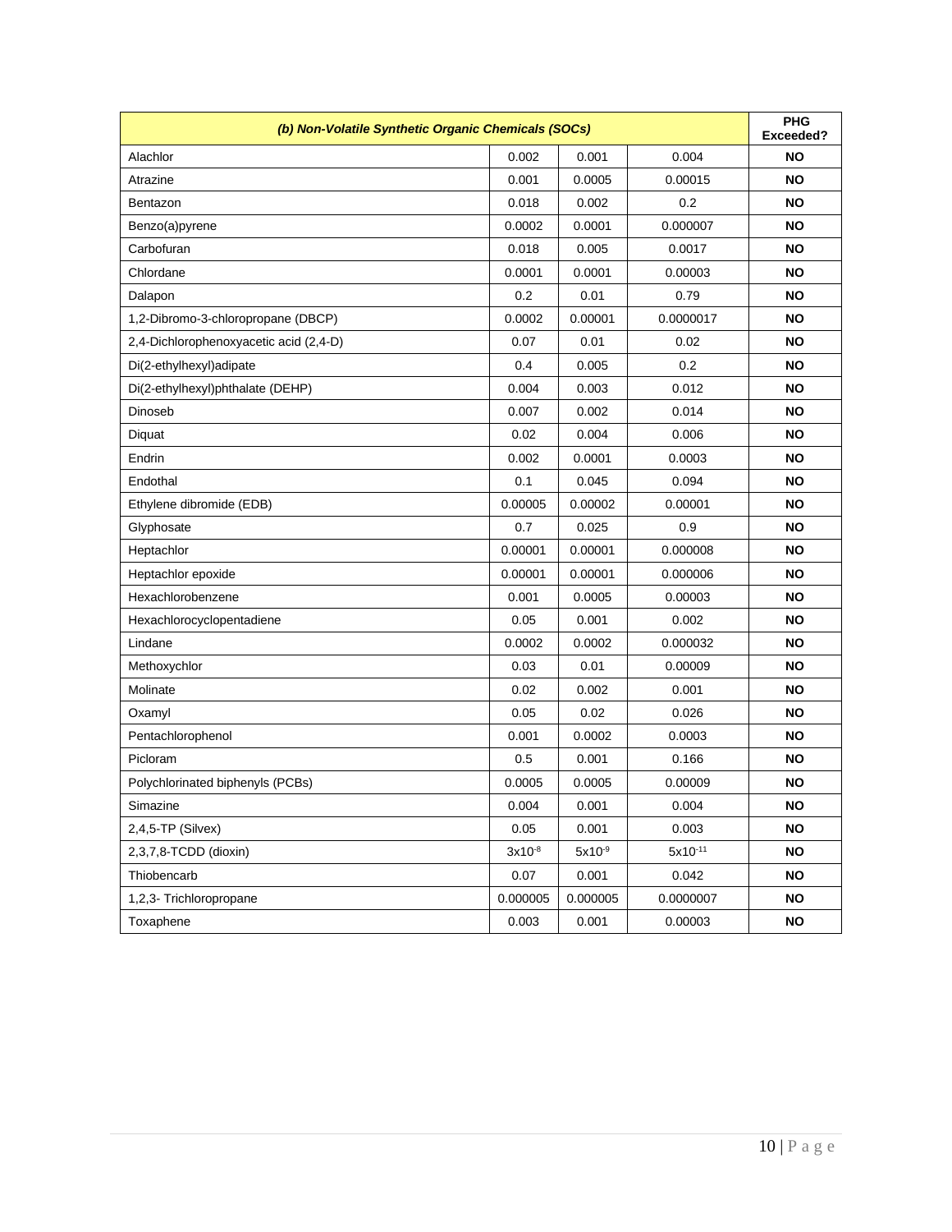| *(b) Non-Volatile Synthetic Organic Chemicals (SOCs)* | | | | PHG Exceeded? |
|---|---|---|---|---|
| Alachlor | 0.002 | 0.001 | 0.004 | **NO** |
| Atrazine | 0.001 | 0.0005 | 0.00015 | **NO** |
| Bentazon | 0.018 | 0.002 | 0.2 | **NO** |
| Benzo(a)pyrene | 0.0002 | 0.0001 | 0.000007 | **NO** |
| Carbofuran | 0.018 | 0.005 | 0.0017 | **NO** |
| Chlordane | 0.0001 | 0.0001 | 0.00003 | **NO** |
| Dalapon | 0.2 | 0.01 | 0.79 | **NO** |
| 1,2-Dibromo-3-chloropropane (DBCP) | 0.0002 | 0.00001 | 0.0000017 | **NO** |
| 2,4-Dichlorophenoxyacetic acid (2,4-D) | 0.07 | 0.01 | 0.02 | **NO** |
| Di(2-ethylhexyl)adipate | 0.4 | 0.005 | 0.2 | **NO** |
| Di(2-ethylhexyl)phthalate (DEHP) | 0.004 | 0.003 | 0.012 | **NO** |
| Dinoseb | 0.007 | 0.002 | 0.014 | **NO** |
| Diquat | 0.02 | 0.004 | 0.006 | **NO** |
| Endrin | 0.002 | 0.0001 | 0.0003 | **NO** |
| Endothal | 0.1 | 0.045 | 0.094 | **NO** |
| Ethylene dibromide (EDB) | 0.00005 | 0.00002 | 0.00001 | **NO** |
| Glyphosate | 0.7 | 0.025 | 0.9 | **NO** |
| Heptachlor | 0.00001 | 0.00001 | 0.000008 | **NO** |
| Heptachlor epoxide | 0.00001 | 0.00001 | 0.000006 | **NO** |
| Hexachlorobenzene | 0.001 | 0.0005 | 0.00003 | **NO** |
| Hexachlorocyclopentadiene | 0.05 | 0.001 | 0.002 | **NO** |
| Lindane | 0.0002 | 0.0002 | 0.000032 | **NO** |
| Methoxychlor | 0.03 | 0.01 | 0.00009 | **NO** |
| Molinate | 0.02 | 0.002 | 0.001 | **NO** |
| Oxamyl | 0.05 | 0.02 | 0.026 | **NO** |
| Pentachlorophenol | 0.001 | 0.0002 | 0.0003 | **NO** |
| Picloram | 0.5 | 0.001 | 0.166 | **NO** |
| Polychlorinated biphenyls (PCBs) | 0.0005 | 0.0005 | 0.00009 | **NO** |
| Simazine | 0.004 | 0.001 | 0.004 | **NO** |
| 2,4,5-TP (Silvex) | 0.05 | 0.001 | 0.003 | **NO** |
| 2,3,7,8-TCDD (dioxin) | $3x10^{-8}$ | $5x10^{-9}$ | $5x10^{-11}$ | **NO** |
| Thiobencarb | 0.07 | 0.001 | 0.042 | **NO** |
| 1,2,3- Trichloropropane | 0.000005 | 0.000005 | 0.0000007 | **NO** |
| Toxaphene | 0.003 | 0.001 | 0.00003 | **NO** |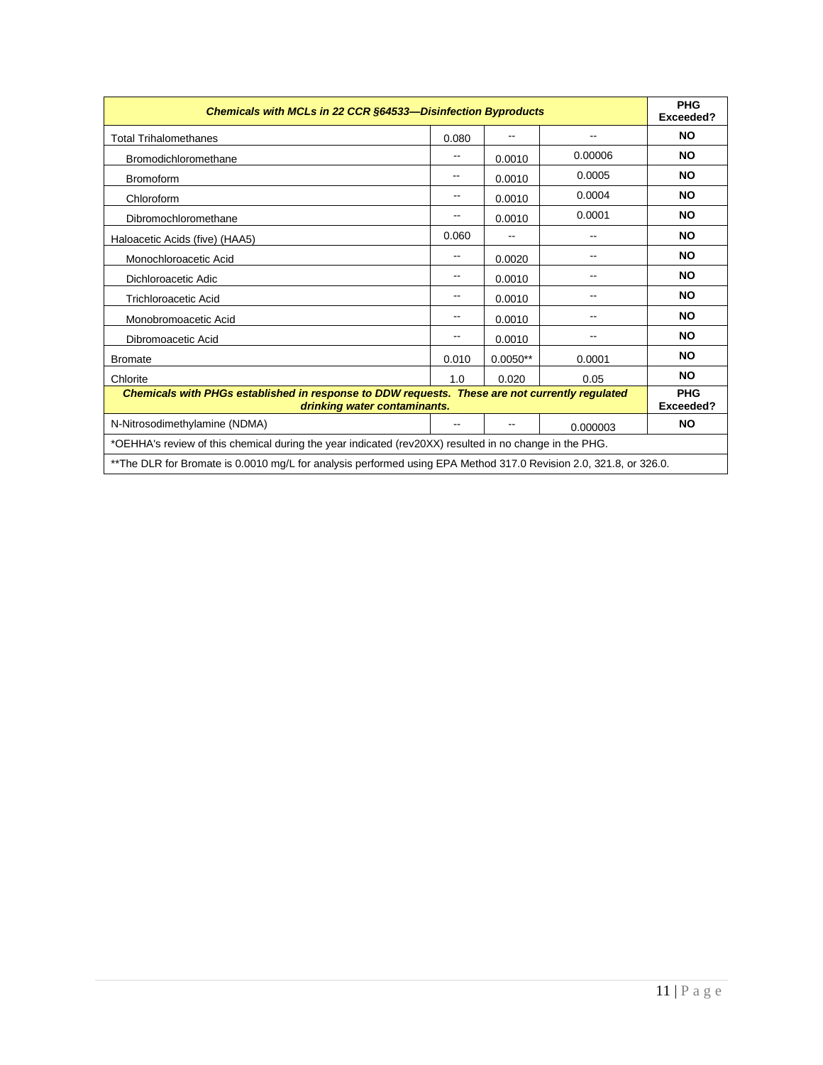| *Chemicals with MCLs in 22 CCR §64533—Disinfection Byproducts* | | | | PHG Exceeded? |
|---|---|---|---|---|
| Total Trihalomethanes | 0.080 | -- | -- | NO |
| Bromodichloromethane | -- | 0.0010 | 0.00006 | NO |
| Bromoform | -- | 0.0010 | 0.0005 | NO |
| Chloroform | -- | 0.0010 | 0.0004 | NO |
| Dibromochloromethane | -- | 0.0010 | 0.0001 | NO |
| Haloacetic Acids (five) (HAA5) | 0.060 | -- | -- | NO |
| Monochloroacetic Acid | -- | 0.0020 | -- | NO |
| Dichloroacetic Adic | -- | 0.0010 | -- | NO |
| Trichloroacetic Acid | -- | 0.0010 | -- | NO |
| Monobromoacetic Acid | -- | 0.0010 | -- | NO |
| Dibromoacetic Acid | -- | 0.0010 | -- | NO |
| Bromate | 0.010 | 0.0050** | 0.0001 | NO |
| Chlorite | 1.0 | 0.020 | 0.05 | NO |
| ***Chemicals with PHGs established in response to DDW requests. These are not currently regulated drinking water contaminants.*** | | | | **PHG Exceeded?** |
| N-Nitrosodimethylamine (NDMA) | -- | -- | 0.000003 | NO |
| *OEHHA's review of this chemical during the year indicated (rev20XX) resulted in no change in the PHG. | | | | |
| **The DLR for Bromate is 0.0010 mg/L for analysis performed using EPA Method 317.0 Revision 2.0, 321.8, or 326.0. | | | | |